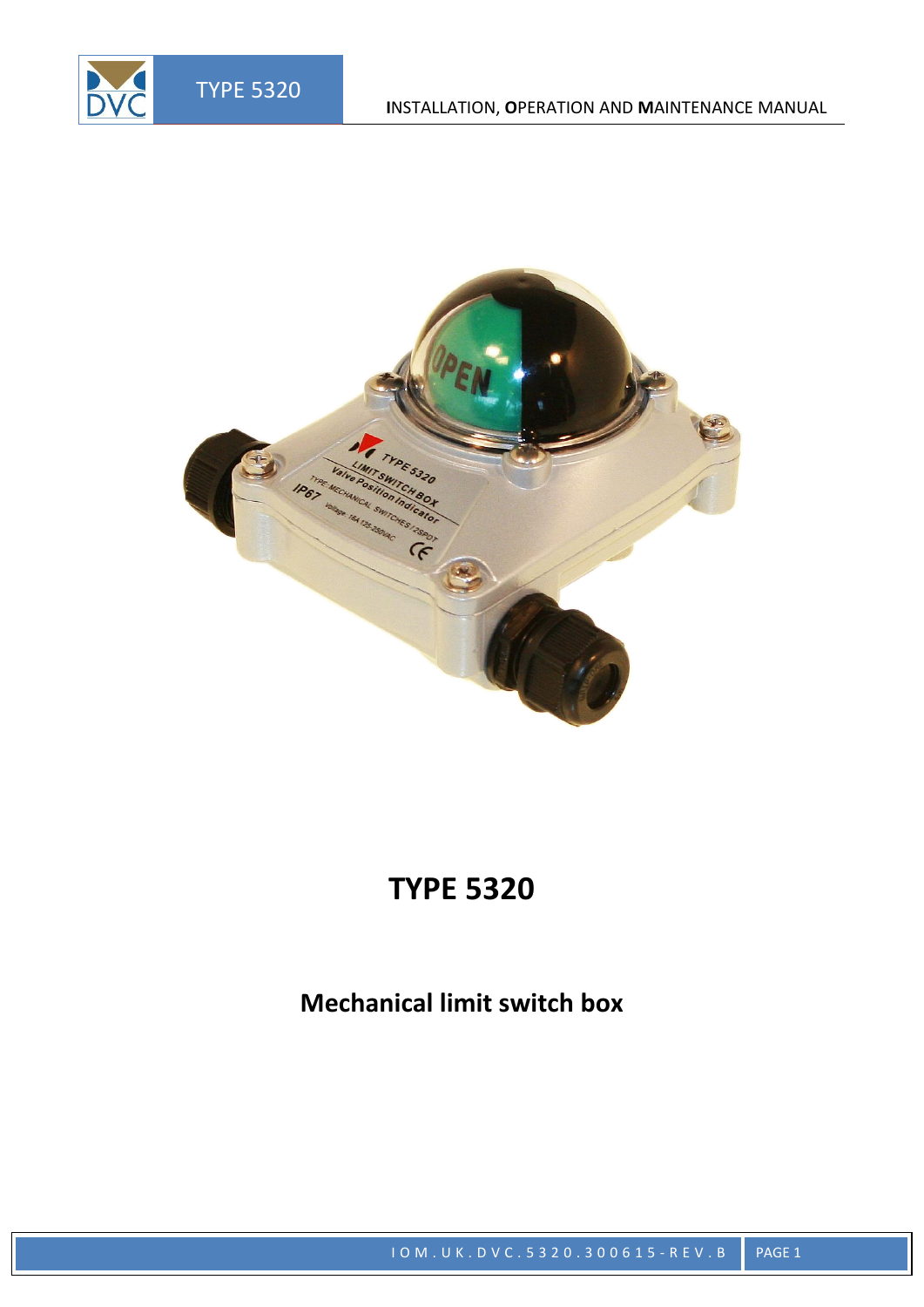# TYPE 5320

## Mechanical limit switch box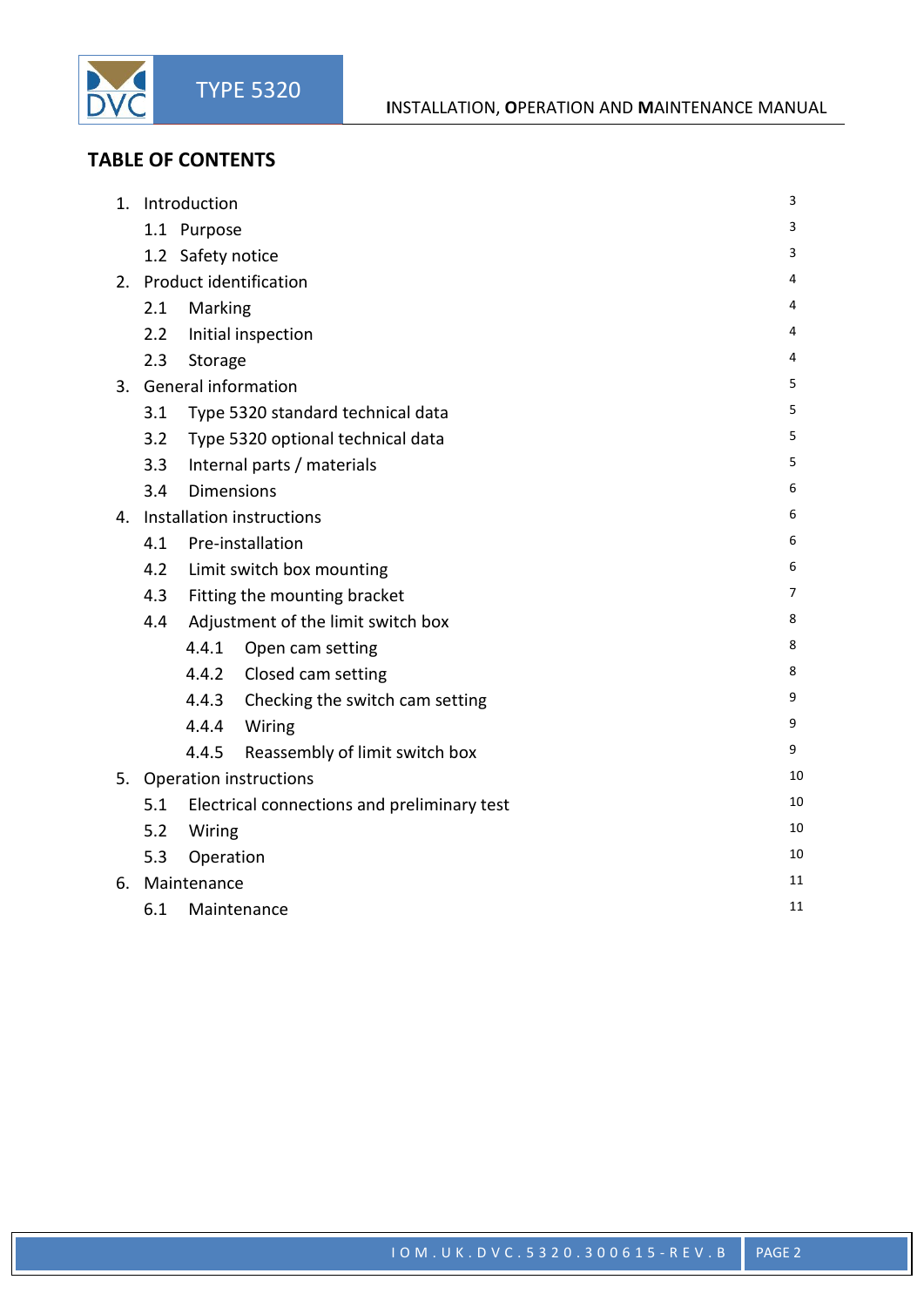## TABLE OF CONTENTS

| | |
|---|---|
| 1. Introduction | 3 |
| 1.1 Purpose | 3 |
| 1.2 Safety notice | 3 |
| 2. Product identification | 4 |
| 2.1 Marking | 4 |
| 2.2 Initial inspection | 4 |
| 2.3 Storage | 4 |
| 3. General information | 5 |
| 3.1 Type 5320 standard technical data | 5 |
| 3.2 Type 5320 optional technical data | 5 |
| 3.3 Internal parts / materials | 5 |
| 3.4 Dimensions | 6 |
| 4. Installation instructions | 6 |
| 4.1 Pre-installation | 6 |
| 4.2 Limit switch box mounting | 6 |
| 4.3 Fitting the mounting bracket | 7 |
| 4.4 Adjustment of the limit switch box | 8 |
| 4.4.1 Open cam setting | 8 |
| 4.4.2 Closed cam setting | 8 |
| 4.4.3 Checking the switch cam setting | 9 |
| 4.4.4 Wiring | 9 |
| 4.4.5 Reassembly of limit switch box | 9 |
| 5. Operation instructions | 10 |
| 5.1 Electrical connections and preliminary test | 10 |
| 5.2 Wiring | 10 |
| 5.3 Operation | 10 |
| 6. Maintenance | 11 |
| 6.1 Maintenance | 11 |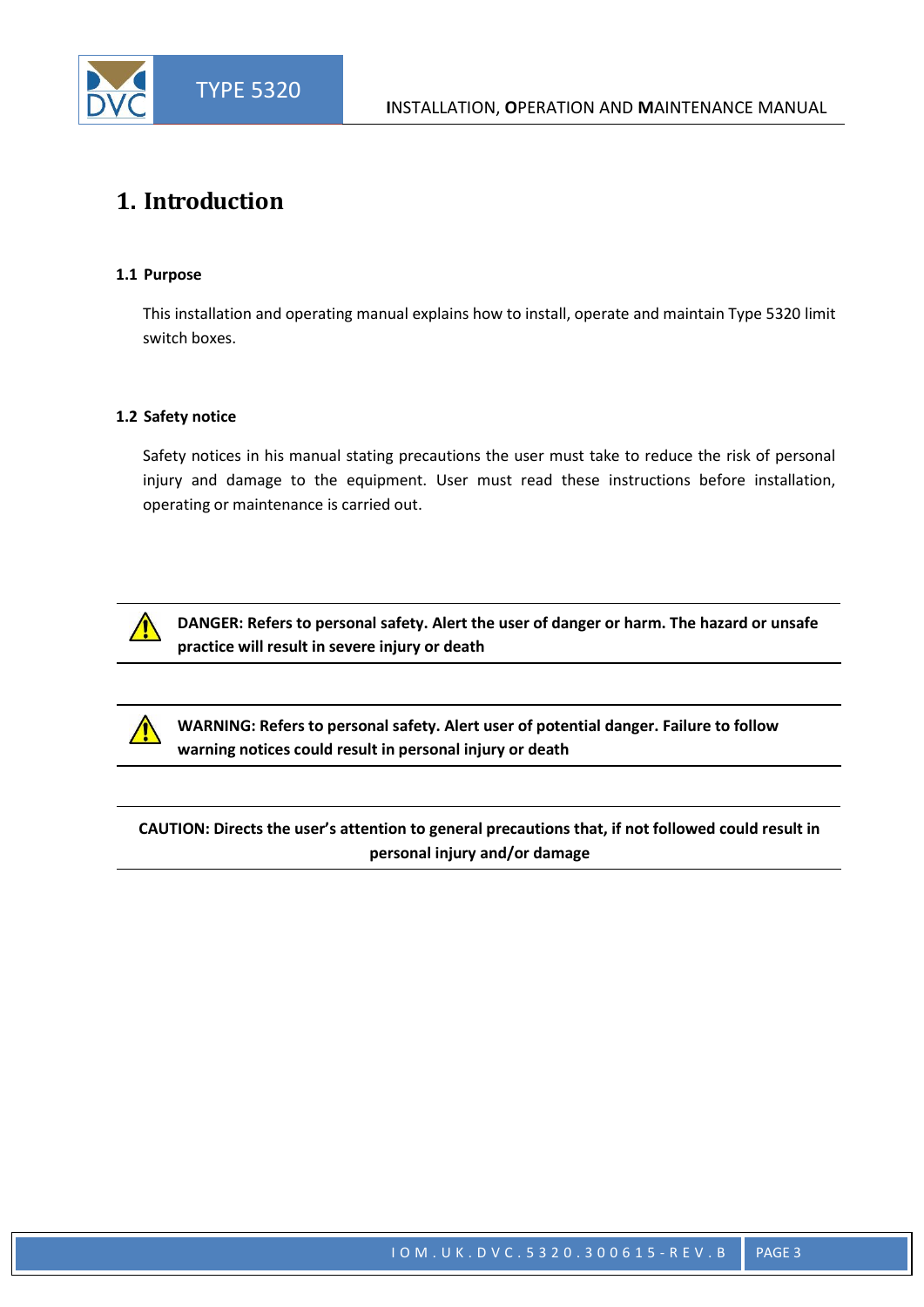# 1. Introduction

### 1.1 Purpose

This installation and operating manual explains how to install, operate and maintain Type 5320 limit switch boxes.

### 1.2 Safety notice

Safety notices in his manual stating precautions the user must take to reduce the risk of personal injury and damage to the equipment. User must read these instructions before installation, operating or maintenance is carried out.

---

⚠ **DANGER: Refers to personal safety. Alert the user of danger or harm. The hazard or unsafe practice will result in severe injury or death**

---

⚠ **WARNING: Refers to personal safety. Alert user of potential danger. Failure to follow warning notices could result in personal injury or death**

---

**CAUTION: Directs the user's attention to general precautions that, if not followed could result in personal injury and/or damage**

---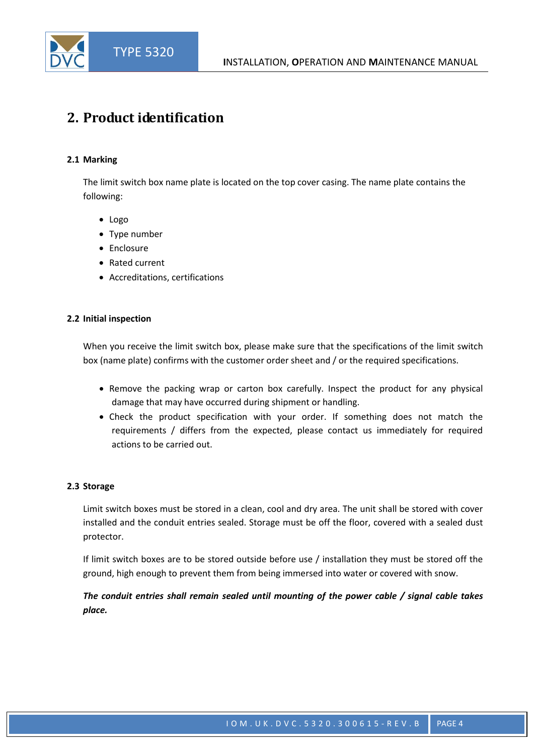# 2. Product identification

## 2.1 Marking

The limit switch box name plate is located on the top cover casing. The name plate contains the following:

- Logo
- Type number
- Enclosure
- Rated current
- Accreditations, certifications

## 2.2 Initial inspection

When you receive the limit switch box, please make sure that the specifications of the limit switch box (name plate) confirms with the customer order sheet and / or the required specifications.

- Remove the packing wrap or carton box carefully. Inspect the product for any physical damage that may have occurred during shipment or handling.
- Check the product specification with your order. If something does not match the requirements / differs from the expected, please contact us immediately for required actions to be carried out.

## 2.3 Storage

Limit switch boxes must be stored in a clean, cool and dry area. The unit shall be stored with cover installed and the conduit entries sealed. Storage must be off the floor, covered with a sealed dust protector.

If limit switch boxes are to be stored outside before use / installation they must be stored off the ground, high enough to prevent them from being immersed into water or covered with snow.

***The conduit entries shall remain sealed until mounting of the power cable / signal cable takes place.***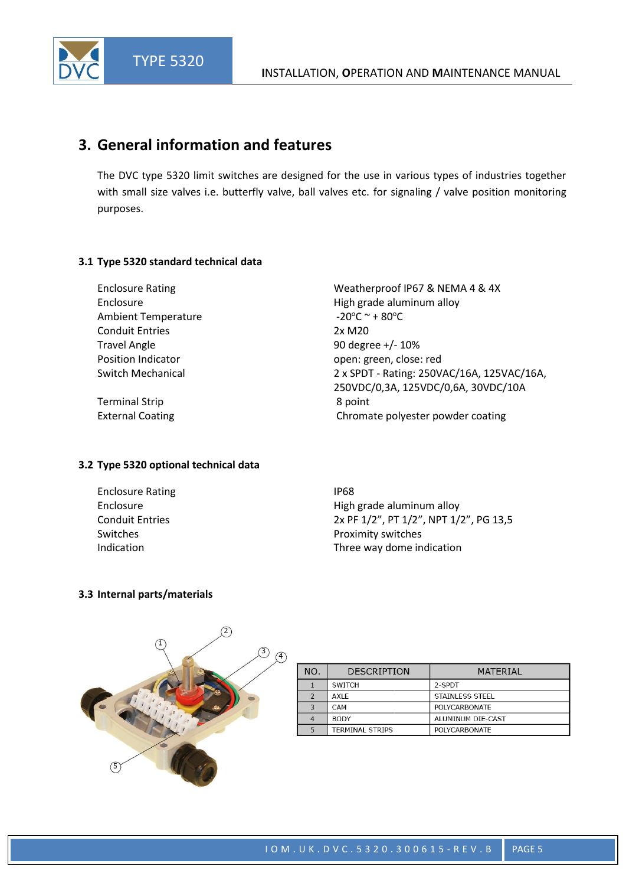# 3. General information and features

The DVC type 5320 limit switches are designed for the use in various types of industries together with small size valves i.e. butterfly valve, ball valves etc. for signaling / valve position monitoring purposes.

### 3.1 Type 5320 standard technical data

| | |
|---|---|
| Enclosure Rating | Weatherproof IP67 & NEMA 4 & 4X |
| Enclosure | High grade aluminum alloy |
| Ambient Temperature | -20ºC ~ + 80ºC |
| Conduit Entries | 2x M20 |
| Travel Angle | 90 degree +/- 10% |
| Position Indicator | open: green, close: red |
| Switch Mechanical | 2 x SPDT - Rating: 250VAC/16A, 125VAC/16A, 250VDC/0,3A, 125VDC/0,6A, 30VDC/10A |
| Terminal Strip | 8 point |
| External Coating | Chromate polyester powder coating |

### 3.2 Type 5320 optional technical data

| | |
|---|---|
| Enclosure Rating | IP68 |
| Enclosure | High grade aluminum alloy |
| Conduit Entries | 2x PF 1/2", PT 1/2", NPT 1/2", PG 13,5 |
| Switches | Proximity switches |
| Indication | Three way dome indication |

### 3.3 Internal parts/materials

| NO. | DESCRIPTION | MATERIAL |
|---|---|---|
| 1 | SWITCH | 2-SPDT |
| 2 | AXLE | STAINLESS STEEL |
| 3 | CAM | POLYCARBONATE |
| 4 | BODY | ALUMINUM DIE-CAST |
| 5 | TERMINAL STRIPS | POLYCARBONATE |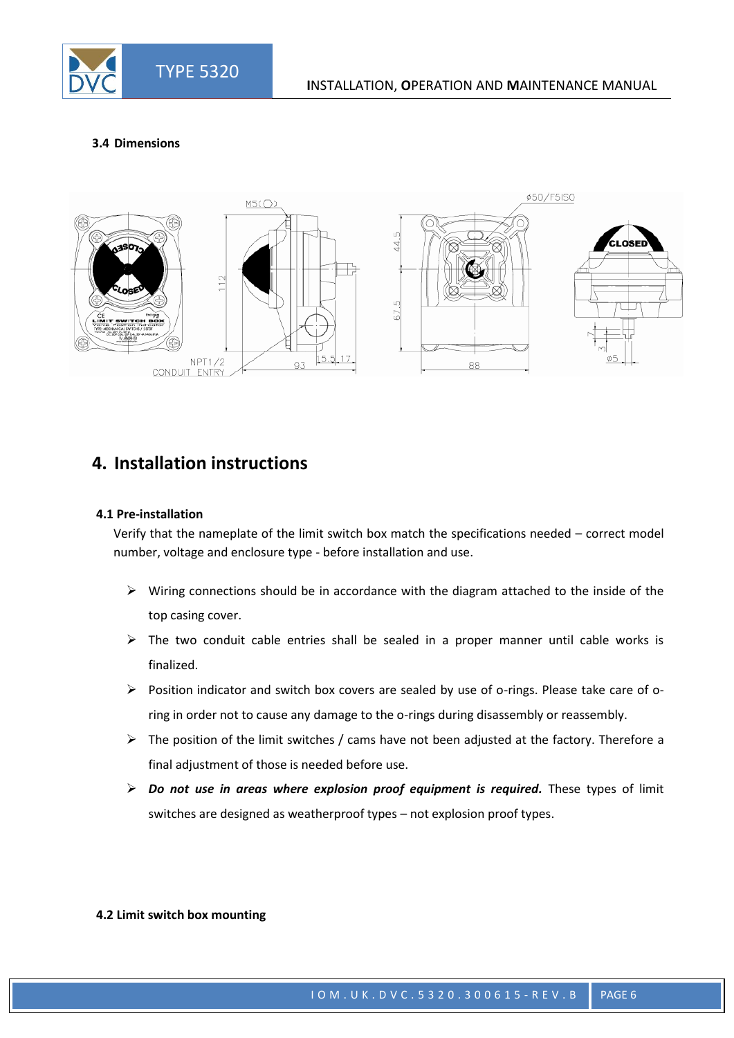### 3.4 Dimensions

## 4. Installation instructions

### 4.1 Pre-installation

Verify that the nameplate of the limit switch box match the specifications needed – correct model number, voltage and enclosure type - before installation and use.

- Wiring connections should be in accordance with the diagram attached to the inside of the top casing cover.
- The two conduit cable entries shall be sealed in a proper manner until cable works is finalized.
- Position indicator and switch box covers are sealed by use of o-rings. Please take care of o-ring in order not to cause any damage to the o-rings during disassembly or reassembly.
- The position of the limit switches / cams have not been adjusted at the factory. Therefore a final adjustment of those is needed before use.
- ***Do not use in areas where explosion proof equipment is required.*** These types of limit switches are designed as weatherproof types – not explosion proof types.

### 4.2 Limit switch box mounting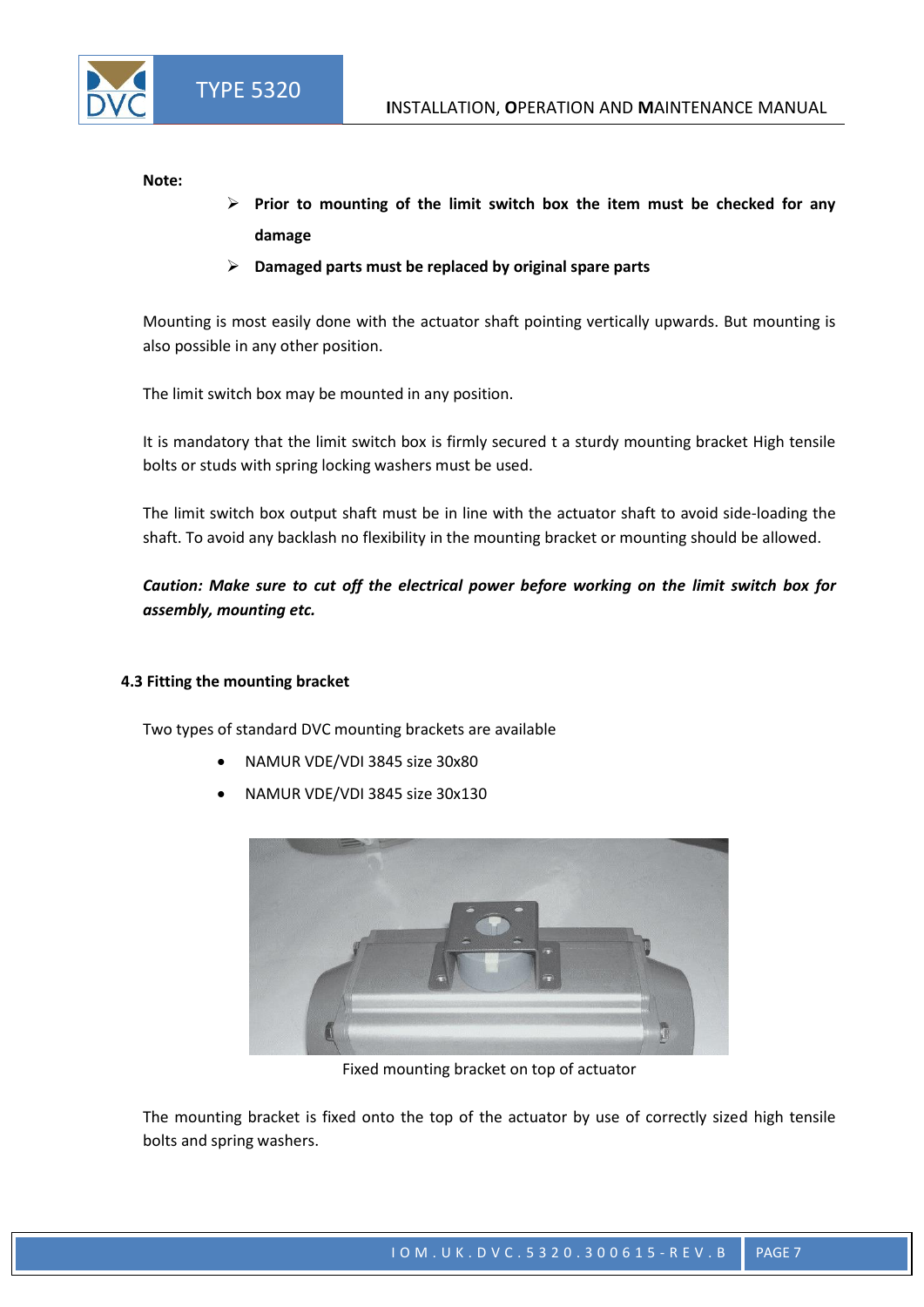**Note:**

- **Prior to mounting of the limit switch box the item must be checked for any damage**
- **Damaged parts must be replaced by original spare parts**

Mounting is most easily done with the actuator shaft pointing vertically upwards. But mounting is also possible in any other position.

The limit switch box may be mounted in any position.

It is mandatory that the limit switch box is firmly secured t a sturdy mounting bracket High tensile bolts or studs with spring locking washers must be used.

The limit switch box output shaft must be in line with the actuator shaft to avoid side-loading the shaft. To avoid any backlash no flexibility in the mounting bracket or mounting should be allowed.

***Caution: Make sure to cut off the electrical power before working on the limit switch box for assembly, mounting etc.***

### 4.3 Fitting the mounting bracket

Two types of standard DVC mounting brackets are available

- NAMUR VDE/VDI 3845 size 30x80
- NAMUR VDE/VDI 3845 size 30x130

Fixed mounting bracket on top of actuator

The mounting bracket is fixed onto the top of the actuator by use of correctly sized high tensile bolts and spring washers.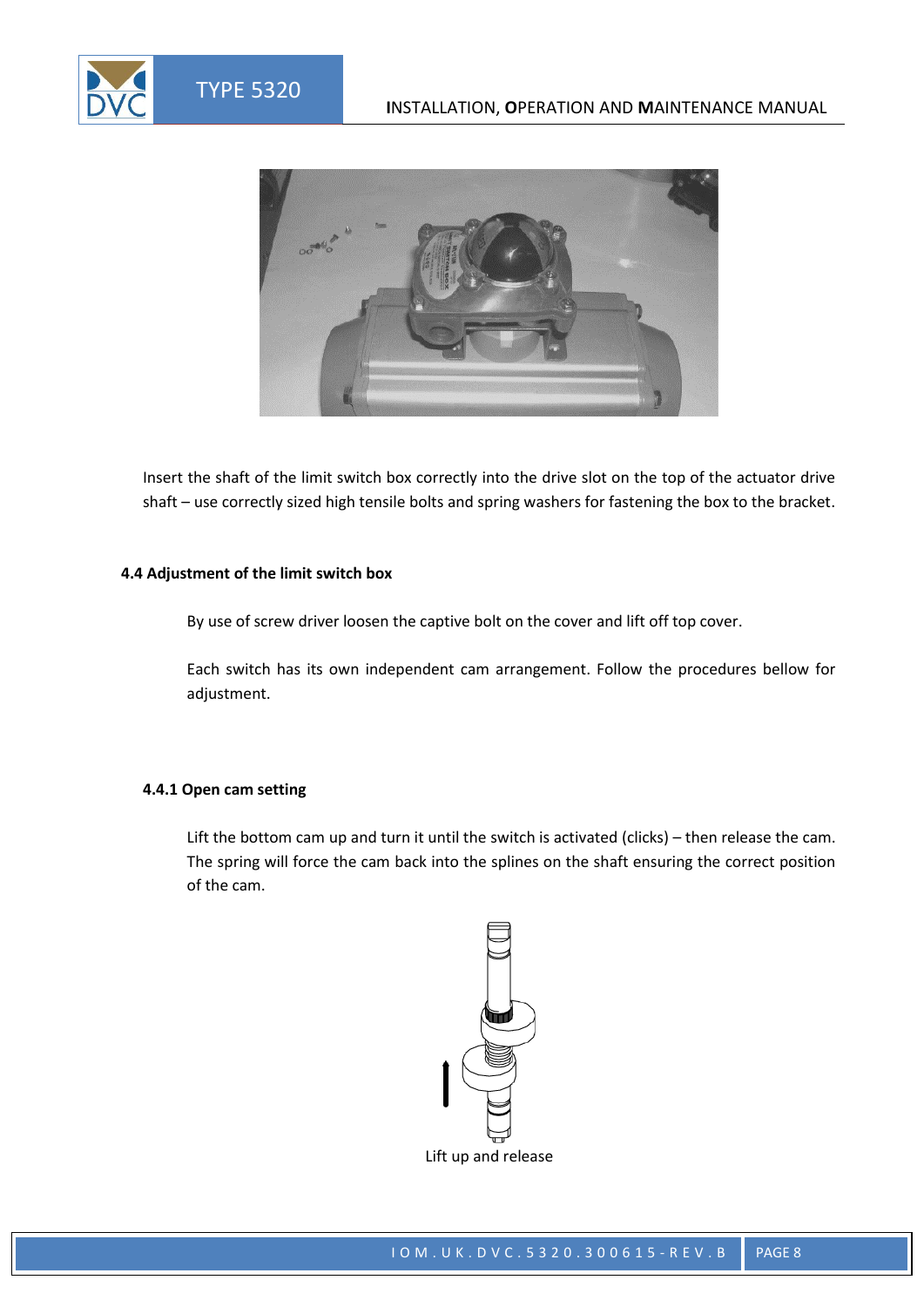Insert the shaft of the limit switch box correctly into the drive slot on the top of the actuator drive shaft – use correctly sized high tensile bolts and spring washers for fastening the box to the bracket.

### 4.4 Adjustment of the limit switch box

By use of screw driver loosen the captive bolt on the cover and lift off top cover.

Each switch has its own independent cam arrangement. Follow the procedures bellow for adjustment.

#### 4.4.1 Open cam setting

Lift the bottom cam up and turn it until the switch is activated (clicks) – then release the cam. The spring will force the cam back into the splines on the shaft ensuring the correct position of the cam.

Lift up and release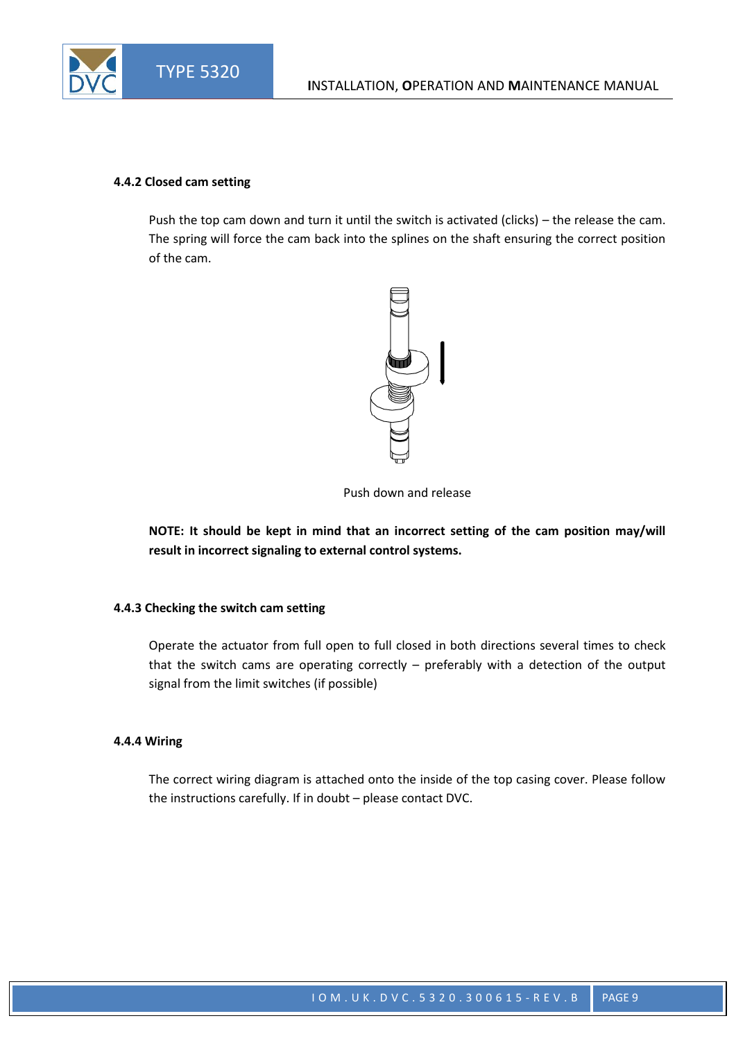#### 4.4.2 Closed cam setting

Push the top cam down and turn it until the switch is activated (clicks) – the release the cam. The spring will force the cam back into the splines on the shaft ensuring the correct position of the cam.

Push down and release

**NOTE: It should be kept in mind that an incorrect setting of the cam position may/will result in incorrect signaling to external control systems.**

#### 4.4.3 Checking the switch cam setting

Operate the actuator from full open to full closed in both directions several times to check that the switch cams are operating correctly – preferably with a detection of the output signal from the limit switches (if possible)

#### 4.4.4 Wiring

The correct wiring diagram is attached onto the inside of the top casing cover. Please follow the instructions carefully. If in doubt – please contact DVC.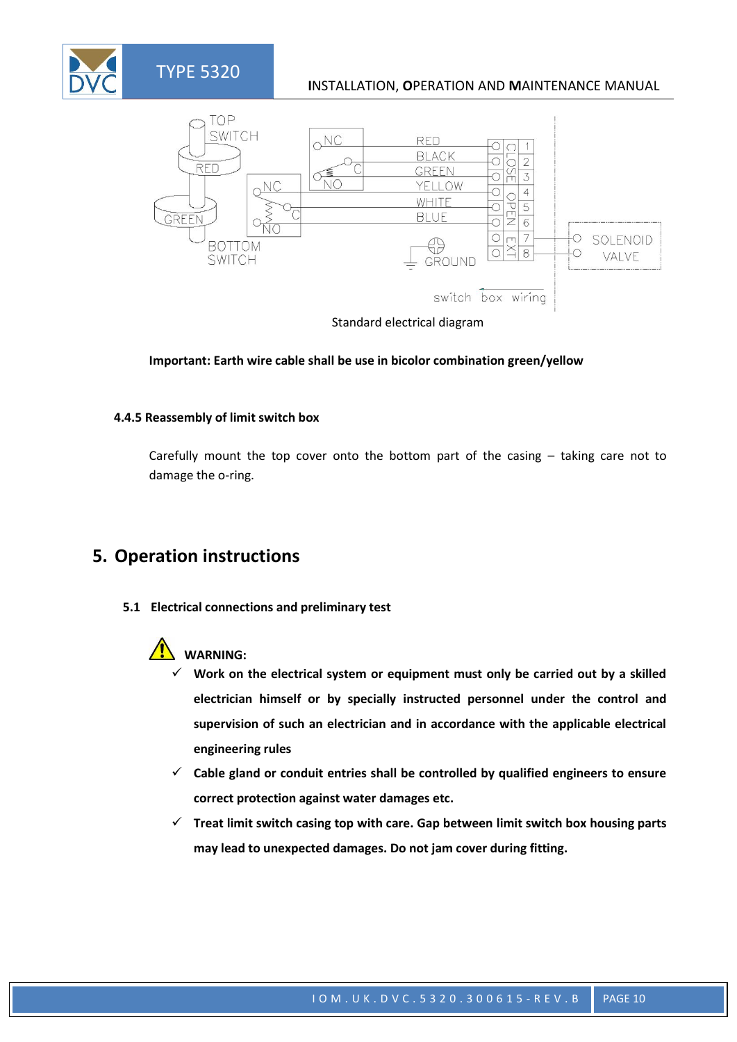Standard electrical diagram

**Important: Earth wire cable shall be use in bicolor combination green/yellow**

### 4.4.5 Reassembly of limit switch box

Carefully mount the top cover onto the bottom part of the casing – taking care not to damage the o-ring.

## 5. Operation instructions

### 5.1 Electrical connections and preliminary test

**WARNING:**

- ✓ **Work on the electrical system or equipment must only be carried out by a skilled electrician himself or by specially instructed personnel under the control and supervision of such an electrician and in accordance with the applicable electrical engineering rules**
- ✓ **Cable gland or conduit entries shall be controlled by qualified engineers to ensure correct protection against water damages etc.**
- ✓ **Treat limit switch casing top with care. Gap between limit switch box housing parts may lead to unexpected damages. Do not jam cover during fitting.**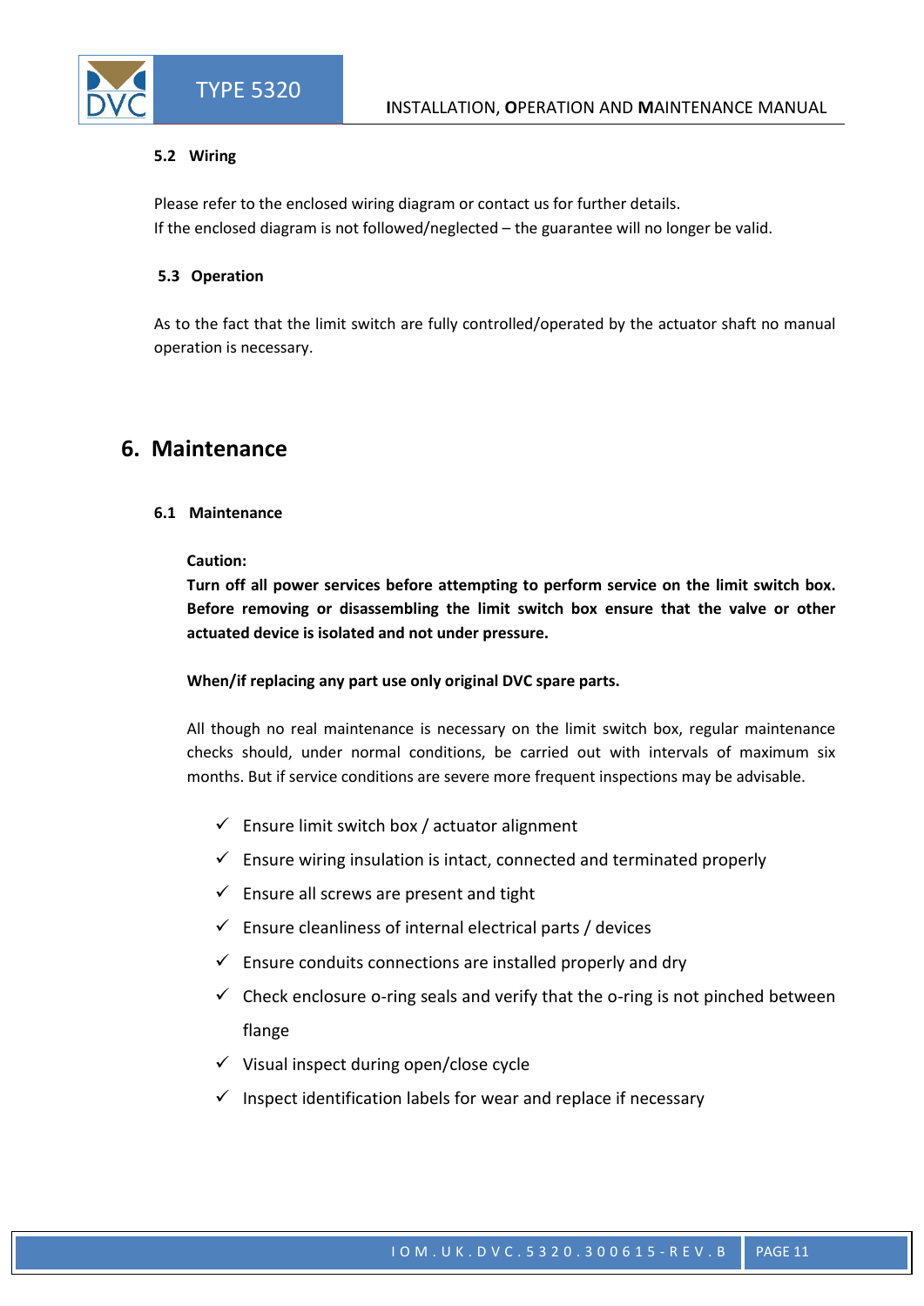### 5.2 Wiring

Please refer to the enclosed wiring diagram or contact us for further details.
If the enclosed diagram is not followed/neglected – the guarantee will no longer be valid.

### 5.3 Operation

As to the fact that the limit switch are fully controlled/operated by the actuator shaft no manual operation is necessary.

## 6. Maintenance

### 6.1 Maintenance

**Caution:**
**Turn off all power services before attempting to perform service on the limit switch box. Before removing or disassembling the limit switch box ensure that the valve or other actuated device is isolated and not under pressure.**

**When/if replacing any part use only original DVC spare parts.**

All though no real maintenance is necessary on the limit switch box, regular maintenance checks should, under normal conditions, be carried out with intervals of maximum six months. But if service conditions are severe more frequent inspections may be advisable.

- ✓ Ensure limit switch box / actuator alignment
- ✓ Ensure wiring insulation is intact, connected and terminated properly
- ✓ Ensure all screws are present and tight
- ✓ Ensure cleanliness of internal electrical parts / devices
- ✓ Ensure conduits connections are installed properly and dry
- ✓ Check enclosure o-ring seals and verify that the o-ring is not pinched between flange
- ✓ Visual inspect during open/close cycle
- ✓ Inspect identification labels for wear and replace if necessary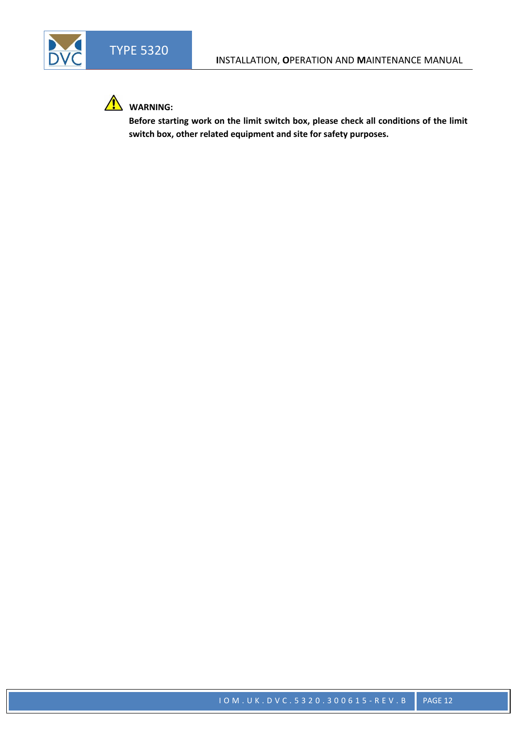⚠ **WARNING:**

**Before starting work on the limit switch box, please check all conditions of the limit switch box, other related equipment and site for safety purposes.**